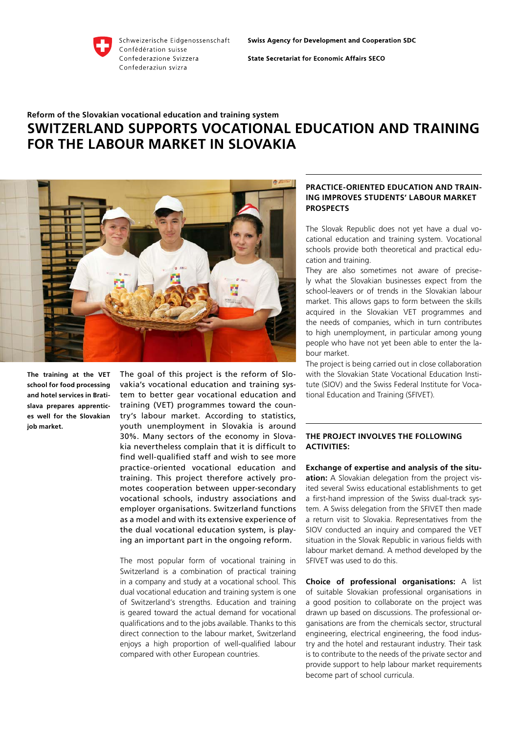Schweizerische Eidgenossenschaft
Confédération suisse
Confederazione Svizzera
Confederaziun svizra

**Swiss Agency for Development and Cooperation SDC**

**State Secretariat for Economic Affairs SECO**

**Reform of the Slovakian vocational education and training system**

# SWITZERLAND SUPPORTS VOCATIONAL EDUCATION AND TRAINING FOR THE LABOUR MARKET IN SLOVAKIA

**The training at the VET school for food processing and hotel services in Bratislava prepares apprentices well for the Slovakian job market.**

The goal of this project is the reform of Slovakia's vocational education and training system to better gear vocational education and training (VET) programmes toward the country's labour market. According to statistics, youth unemployment in Slovakia is around 30%. Many sectors of the economy in Slovakia nevertheless complain that it is difficult to find well-qualified staff and wish to see more practice-oriented vocational education and training. This project therefore actively promotes cooperation between upper-secondary vocational schools, industry associations and employer organisations. Switzerland functions as a model and with its extensive experience of the dual vocational education system, is playing an important part in the ongoing reform.

The most popular form of vocational training in Switzerland is a combination of practical training in a company and study at a vocational school. This dual vocational education and training system is one of Switzerland's strengths. Education and training is geared toward the actual demand for vocational qualifications and to the jobs available. Thanks to this direct connection to the labour market, Switzerland enjoys a high proportion of well-qualified labour compared with other European countries.

## PRACTICE-ORIENTED EDUCATION AND TRAINING IMPROVES STUDENTS' LABOUR MARKET PROSPECTS

The Slovak Republic does not yet have a dual vocational education and training system. Vocational schools provide both theoretical and practical education and training.

They are also sometimes not aware of precisely what the Slovakian businesses expect from the school-leavers or of trends in the Slovakian labour market. This allows gaps to form between the skills acquired in the Slovakian VET programmes and the needs of companies, which in turn contributes to high unemployment, in particular among young people who have not yet been able to enter the labour market.

The project is being carried out in close collaboration with the Slovakian State Vocational Education Institute (SIOV) and the Swiss Federal Institute for Vocational Education and Training (SFIVET).

## THE PROJECT INVOLVES THE FOLLOWING ACTIVITIES:

**Exchange of expertise and analysis of the situation:** A Slovakian delegation from the project visited several Swiss educational establishments to get a first-hand impression of the Swiss dual-track system. A Swiss delegation from the SFIVET then made a return visit to Slovakia. Representatives from the SIOV conducted an inquiry and compared the VET situation in the Slovak Republic in various fields with labour market demand. A method developed by the SFIVET was used to do this.

**Choice of professional organisations:** A list of suitable Slovakian professional organisations in a good position to collaborate on the project was drawn up based on discussions. The professional organisations are from the chemicals sector, structural engineering, electrical engineering, the food industry and the hotel and restaurant industry. Their task is to contribute to the needs of the private sector and provide support to help labour market requirements become part of school curricula.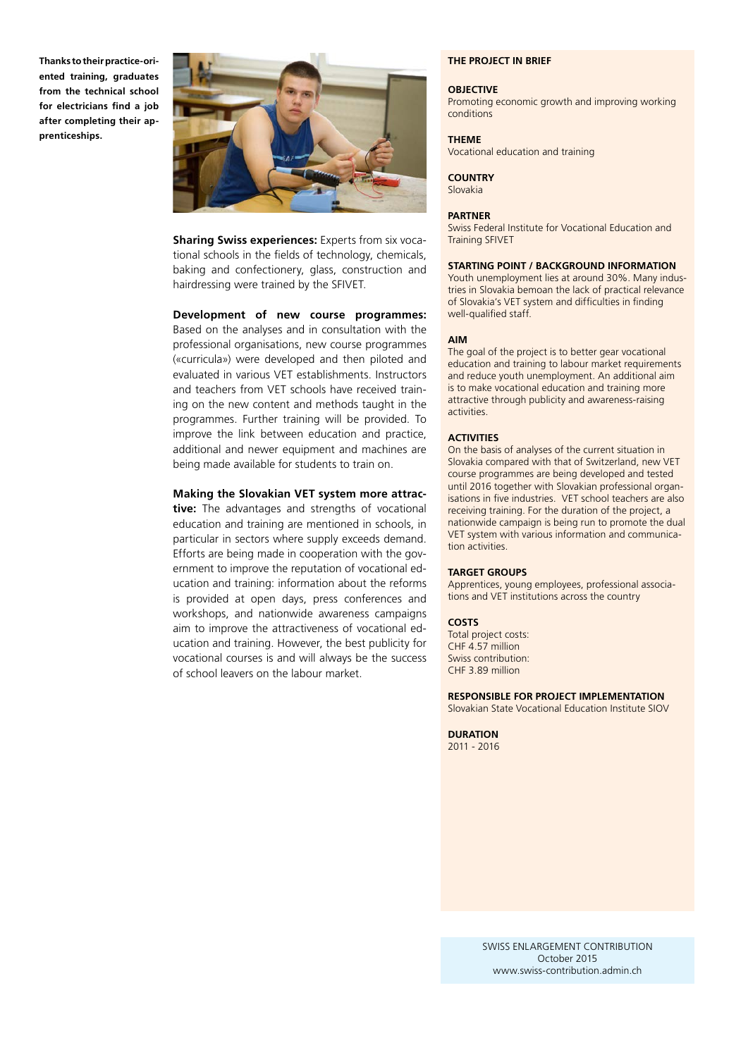**Thanks to their practice-oriented training, graduates from the technical school for electricians find a job after completing their apprenticeships.**

**Sharing Swiss experiences:** Experts from six vocational schools in the fields of technology, chemicals, baking and confectionery, glass, construction and hairdressing were trained by the SFIVET.

**Development of new course programmes:** Based on the analyses and in consultation with the professional organisations, new course programmes («curricula») were developed and then piloted and evaluated in various VET establishments. Instructors and teachers from VET schools have received training on the new content and methods taught in the programmes. Further training will be provided. To improve the link between education and practice, additional and newer equipment and machines are being made available for students to train on.

**Making the Slovakian VET system more attractive:** The advantages and strengths of vocational education and training are mentioned in schools, in particular in sectors where supply exceeds demand. Efforts are being made in cooperation with the government to improve the reputation of vocational education and training: information about the reforms is provided at open days, press conferences and workshops, and nationwide awareness campaigns aim to improve the attractiveness of vocational education and training. However, the best publicity for vocational courses is and will always be the success of school leavers on the labour market.

## THE PROJECT IN BRIEF

**OBJECTIVE**
Promoting economic growth and improving working conditions

**THEME**
Vocational education and training

**COUNTRY**
Slovakia

**PARTNER**
Swiss Federal Institute for Vocational Education and Training SFIVET

**STARTING POINT / BACKGROUND INFORMATION**
Youth unemployment lies at around 30%. Many industries in Slovakia bemoan the lack of practical relevance of Slovakia's VET system and difficulties in finding well-qualified staff.

**AIM**
The goal of the project is to better gear vocational education and training to labour market requirements and reduce youth unemployment. An additional aim is to make vocational education and training more attractive through publicity and awareness-raising activities.

**ACTIVITIES**
On the basis of analyses of the current situation in Slovakia compared with that of Switzerland, new VET course programmes are being developed and tested until 2016 together with Slovakian professional organisations in five industries. VET school teachers are also receiving training. For the duration of the project, a nationwide campaign is being run to promote the dual VET system with various information and communication activities.

**TARGET GROUPS**
Apprentices, young employees, professional associations and VET institutions across the country

**COSTS**
Total project costs:
CHF 4.57 million
Swiss contribution:
CHF 3.89 million

**RESPONSIBLE FOR PROJECT IMPLEMENTATION**
Slovakian State Vocational Education Institute SIOV

**DURATION**
2011 - 2016

SWISS ENLARGEMENT CONTRIBUTION
October 2015
www.swiss-contribution.admin.ch